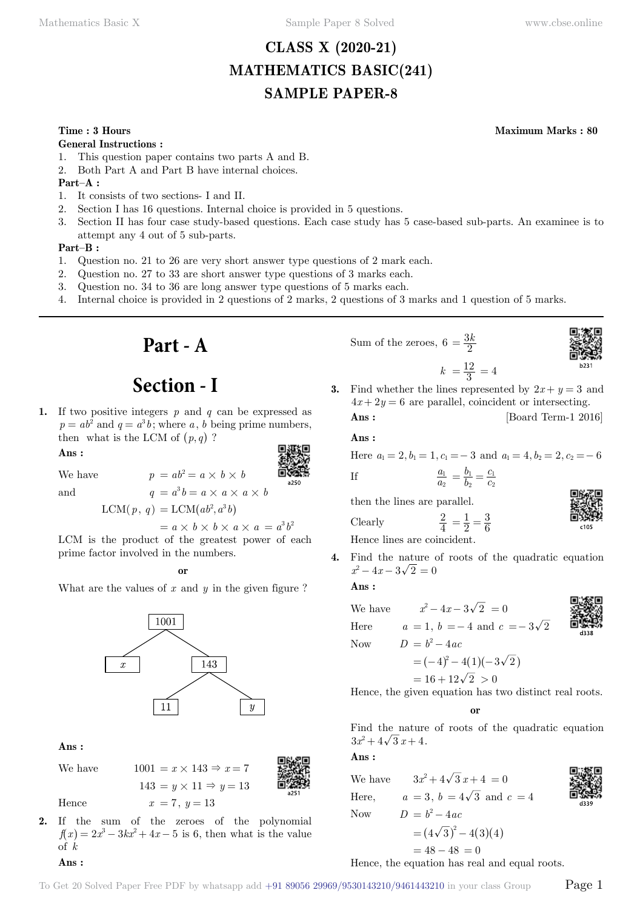# CLASS X (2020-21)
# MATHEMATICS BASIC(241)
# SAMPLE PAPER-8

**Time : 3 Hours** **Maximum Marks : 80**

**General Instructions :**

1. This question paper contains two parts A and B.
2. Both Part A and Part B have internal choices.

**Part–A :**

1. It consists of two sections- I and II.
2. Section I has 16 questions. Internal choice is provided in 5 questions.
3. Section II has four case study-based questions. Each case study has 5 case-based sub-parts. An examinee is to attempt any 4 out of 5 sub-parts.

**Part–B :**

1. Question no. 21 to 26 are very short answer type questions of 2 mark each.
2. Question no. 27 to 33 are short answer type questions of 3 marks each.
3. Question no. 34 to 36 are long answer type questions of 5 marks each.
4. Internal choice is provided in 2 questions of 2 marks, 2 questions of 3 marks and 1 question of 5 marks.

---

# Part - A

# Section - I

**1.** If two positive integers $p$ and $q$ can be expressed as $p = ab^2$ and $q = a^3b$; where $a$, $b$ being prime numbers, then what is the LCM of $(p, q)$ ?

**Ans :**

We have $\quad p = ab^2 = a \times b \times b$

and $\quad q = a^3b = a \times a \times a \times b$

$$\text{LCM}(p,\ q) = \text{LCM}(ab^2, a^3b)$$
$$= a \times b \times b \times a \times a = a^3b^2$$

LCM is the product of the greatest power of each prime factor involved in the numbers.

**or**

What are the values of $x$ and $y$ in the given figure ?

```
        1001
       /    \
      x     143
           /   \
          11    y
```

**Ans :**

We have $\quad 1001 = x \times 143 \Rightarrow x = 7$

$\quad 143 = y \times 11 \Rightarrow y = 13$

Hence $\quad x = 7,\ y = 13$

**2.** If the sum of the zeroes of the polynomial $f(x) = 2x^3 - 3kx^2 + 4x - 5$ is 6, then what is the value of $k$

**Ans :**

Sum of the zeroes, $6 = \dfrac{3k}{2}$

$$k = \frac{12}{3} = 4$$

**3.** Find whether the lines represented by $2x + y = 3$ and $4x + 2y = 6$ are parallel, coincident or intersecting.

**Ans :** [Board Term-1 2016]

**Ans :**

Here $a_1 = 2, b_1 = 1, c_1 = -3$ and $a_1 = 4, b_2 = 2, c_2 = -6$

If $\quad \dfrac{a_1}{a_2} = \dfrac{b_1}{b_2} = \dfrac{c_1}{c_2}$

then the lines are parallel.

Clearly $\quad \dfrac{2}{4} = \dfrac{1}{2} = \dfrac{3}{6}$

Hence lines are coincident.

**4.** Find the nature of roots of the quadratic equation $x^2 - 4x - 3\sqrt{2} = 0$

**Ans :**

We have $\quad x^2 - 4x - 3\sqrt{2} = 0$

Here $\quad a = 1,\ b = -4$ and $c = -3\sqrt{2}$

Now $\quad D = b^2 - 4ac$

$$= (-4)^2 - 4(1)(-3\sqrt{2})$$
$$= 16 + 12\sqrt{2} > 0$$

Hence, the given equation has two distinct real roots.

**or**

Find the nature of roots of the quadratic equation $3x^2 + 4\sqrt{3}x + 4$.

**Ans :**

We have $\quad 3x^2 + 4\sqrt{3}x + 4 = 0$

Here, $\quad a = 3,\ b = 4\sqrt{3}$ and $c = 4$

Now $\quad D = b^2 - 4ac$

$$= (4\sqrt{3})^2 - 4(3)(4)$$
$$= 48 - 48 = 0$$

Hence, the equation has real and equal roots.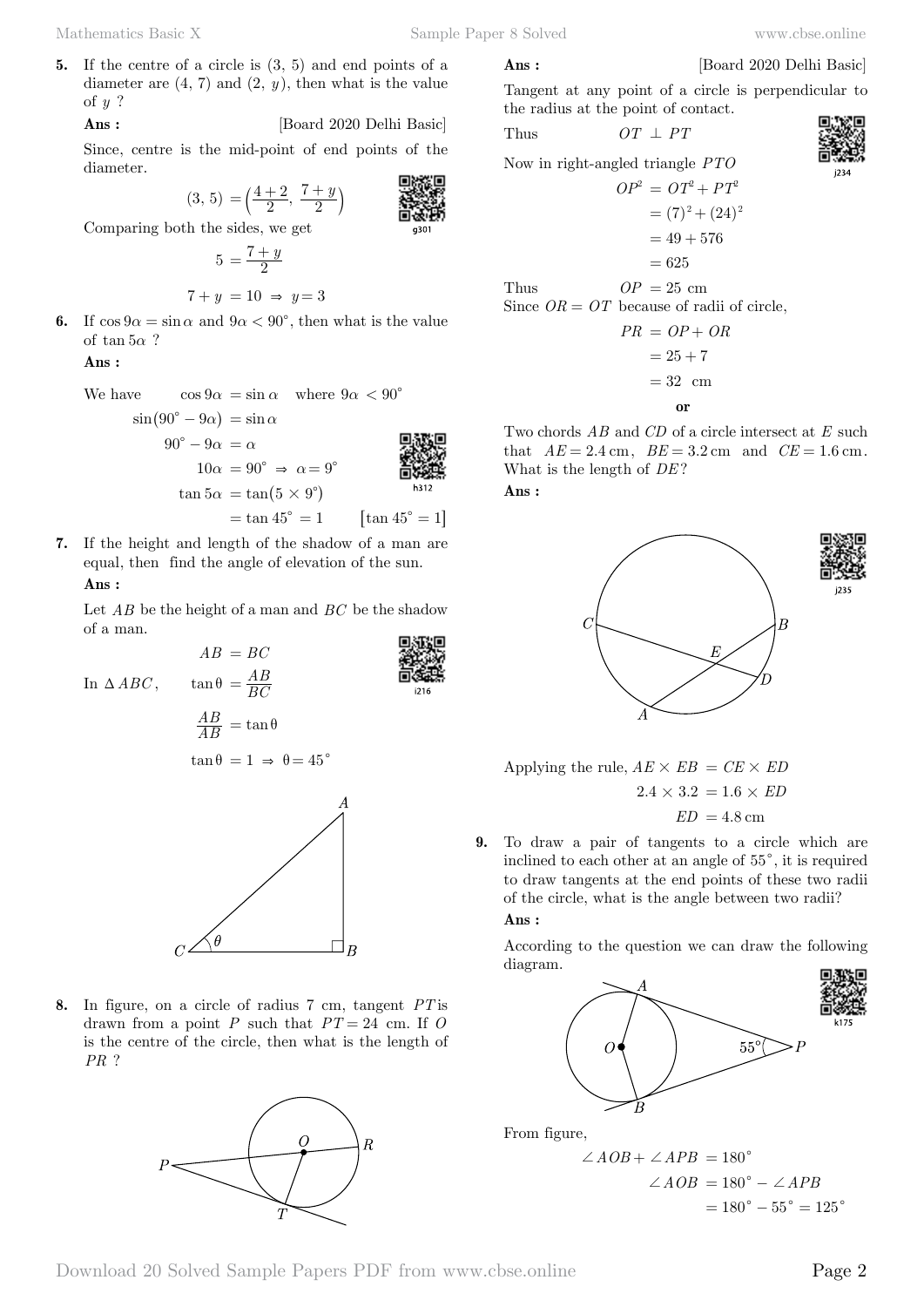**5.** If the centre of a circle is (3, 5) and end points of a diameter are (4, 7) and (2, $y$), then what is the value of $y$ ?

**Ans :** [Board 2020 Delhi Basic]

Since, centre is the mid-point of end points of the diameter.

$$(3, 5) = \left(\frac{4+2}{2}, \frac{7+y}{2}\right)$$

Comparing both the sides, we get

$$5 = \frac{7+y}{2}$$

$$7 + y = 10 \Rightarrow y = 3$$

**6.** If $\cos 9\alpha = \sin \alpha$ and $9\alpha < 90^\circ$, then what is the value of $\tan 5\alpha$ ?

**Ans :**

We have $\cos 9\alpha = \sin \alpha$ where $9\alpha < 90^\circ$

$$\sin(90^\circ - 9\alpha) = \sin \alpha$$

$$90^\circ - 9\alpha = \alpha$$

$$10\alpha = 90^\circ \Rightarrow \alpha = 9^\circ$$

$$\tan 5\alpha = \tan(5 \times 9^\circ)$$

$$= \tan 45^\circ = 1 \qquad [\tan 45^\circ = 1]$$

**7.** If the height and length of the shadow of a man are equal, then find the angle of elevation of the sun.

**Ans :**

Let $AB$ be the height of a man and $BC$ be the shadow of a man.

$$AB = BC$$

In $\Delta ABC$, $\tan \theta = \frac{AB}{BC}$

$$\frac{AB}{AB} = \tan \theta$$

$$\tan \theta = 1 \Rightarrow \theta = 45^\circ$$

**8.** In figure, on a circle of radius 7 cm, tangent $PT$ is drawn from a point $P$ such that $PT = 24$ cm. If $O$ is the centre of the circle, then what is the length of $PR$ ?

**Ans :** [Board 2020 Delhi Basic]

Tangent at any point of a circle is perpendicular to the radius at the point of contact.

Thus $OT \perp PT$

Now in right-angled triangle $PTO$

$$OP^2 = OT^2 + PT^2$$

$$= (7)^2 + (24)^2$$

$$= 49 + 576$$

$$= 625$$

Thus $OP = 25$ cm

Since $OR = OT$ because of radii of circle,

$$PR = OP + OR$$

$$= 25 + 7$$

$$= 32 \text{ cm}$$

**or**

Two chords $AB$ and $CD$ of a circle intersect at $E$ such that $AE = 2.4$ cm, $BE = 3.2$ cm and $CE = 1.6$ cm. What is the length of $DE$?

**Ans :**

Applying the rule, $AE \times EB = CE \times ED$

$$2.4 \times 3.2 = 1.6 \times ED$$

$$ED = 4.8 \text{ cm}$$

**9.** To draw a pair of tangents to a circle which are inclined to each other at an angle of $55^\circ$, it is required to draw tangents at the end points of these two radii of the circle, what is the angle between two radii?

**Ans :**

According to the question we can draw the following diagram.

From figure,

$$\angle AOB + \angle APB = 180^\circ$$

$$\angle AOB = 180^\circ - \angle APB$$

$$= 180^\circ - 55^\circ = 125^\circ$$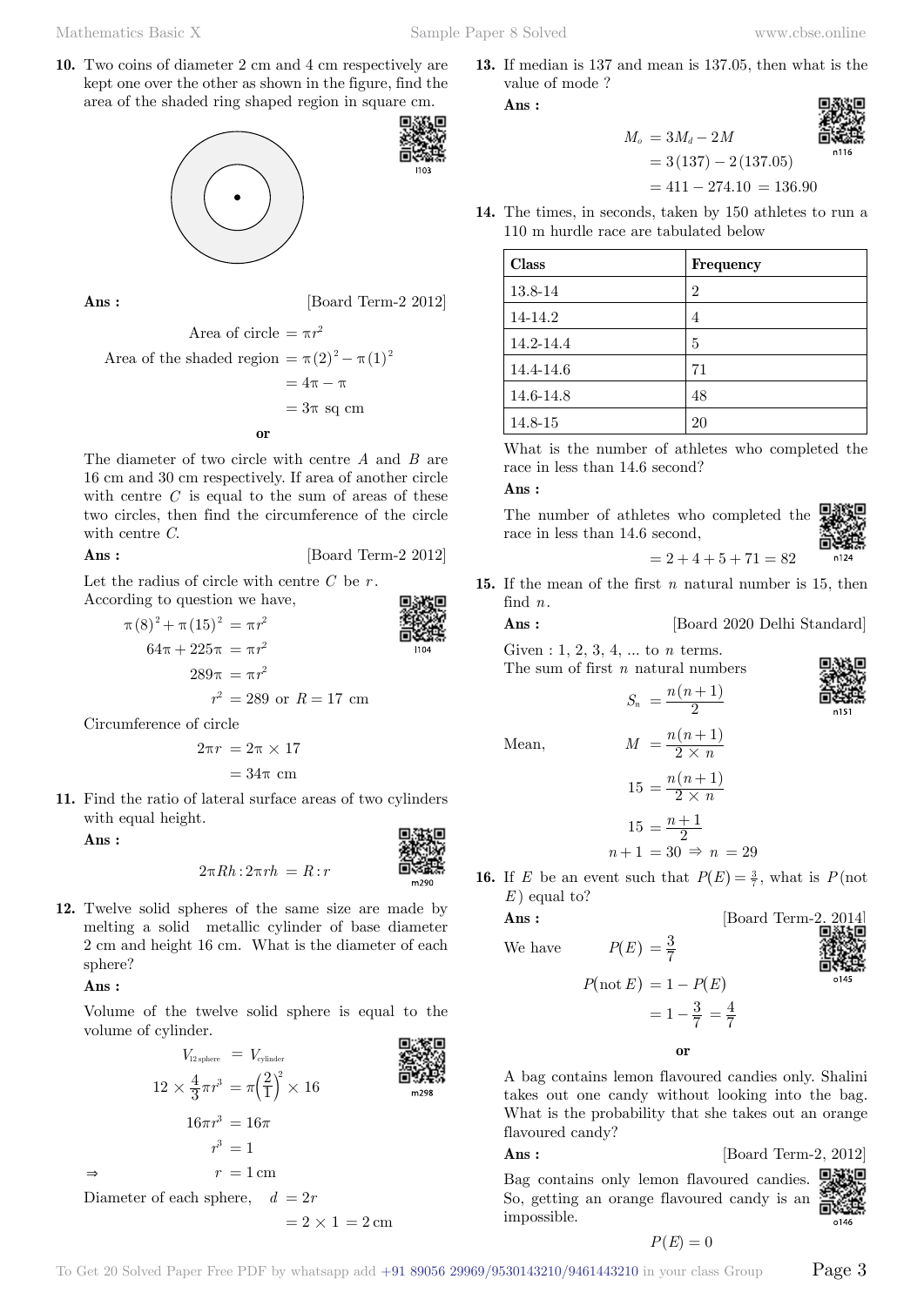**10.** Two coins of diameter 2 cm and 4 cm respectively are kept one over the other as shown in the figure, find the area of the shaded ring shaped region in square cm.

**Ans :** [Board Term-2 2012]

$$\text{Area of circle} = \pi r^2$$

$$\text{Area of the shaded region} = \pi(2)^2 - \pi(1)^2$$

$$= 4\pi - \pi$$

$$= 3\pi \text{ sq cm}$$

**or**

The diameter of two circle with centre $A$ and $B$ are 16 cm and 30 cm respectively. If area of another circle with centre $C$ is equal to the sum of areas of these two circles, then find the circumference of the circle with centre $C$.

**Ans :** [Board Term-2 2012]

Let the radius of circle with centre $C$ be $r$.
According to question we have,

$$\pi(8)^2 + \pi(15)^2 = \pi r^2$$

$$64\pi + 225\pi = \pi r^2$$

$$289\pi = \pi r^2$$

$$r^2 = 289 \text{ or } R = 17 \text{ cm}$$

Circumference of circle

$$2\pi r = 2\pi \times 17$$

$$= 34\pi \text{ cm}$$

**11.** Find the ratio of lateral surface areas of two cylinders with equal height.

**Ans :**

$$2\pi Rh : 2\pi rh = R : r$$

**12.** Twelve solid spheres of the same size are made by melting a solid metallic cylinder of base diameter 2 cm and height 16 cm. What is the diameter of each sphere?

**Ans :**

Volume of the twelve solid sphere is equal to the volume of cylinder.

$$V_{12\,\text{sphere}} = V_{\text{cylinder}}$$

$$12 \times \frac{4}{3}\pi r^3 = \pi\left(\frac{2}{1}\right)^2 \times 16$$

$$16\pi r^3 = 16\pi$$

$$r^3 = 1$$

$$\Rightarrow \quad r = 1 \text{ cm}$$

Diameter of each sphere, $d = 2r$

$$= 2 \times 1 = 2 \text{ cm}$$

**13.** If median is 137 and mean is 137.05, then what is the value of mode ?

**Ans :**

$$M_o = 3M_d - 2M$$

$$= 3(137) - 2(137.05)$$

$$= 411 - 274.10 = 136.90$$

**14.** The times, in seconds, taken by 150 athletes to run a 110 m hurdle race are tabulated below

| Class | Frequency |
|---|---|
| 13.8-14 | 2 |
| 14-14.2 | 4 |
| 14.2-14.4 | 5 |
| 14.4-14.6 | 71 |
| 14.6-14.8 | 48 |
| 14.8-15 | 20 |

What is the number of athletes who completed the race in less than 14.6 second?

**Ans :**

The number of athletes who completed the race in less than 14.6 second,

$$= 2 + 4 + 5 + 71 = 82$$

**15.** If the mean of the first $n$ natural number is 15, then find $n$.

**Ans :** [Board 2020 Delhi Standard]

Given : 1, 2, 3, 4, ... to $n$ terms.
The sum of first $n$ natural numbers

$$S_n = \frac{n(n+1)}{2}$$

Mean, $$M = \frac{n(n+1)}{2 \times n}$$

$$15 = \frac{n(n+1)}{2 \times n}$$

$$15 = \frac{n+1}{2}$$

$$n + 1 = 30 \Rightarrow n = 29$$

**16.** If $E$ be an event such that $P(E) = \frac{3}{7}$, what is $P$(not $E$) equal to?

**Ans :** [Board Term-2, 2014]

We have $$P(E) = \frac{3}{7}$$

$$P(\text{not } E) = 1 - P(E)$$

$$= 1 - \frac{3}{7} = \frac{4}{7}$$

**or**

A bag contains lemon flavoured candies only. Shalini takes out one candy without looking into the bag. What is the probability that she takes out an orange flavoured candy?

**Ans :** [Board Term-2, 2012]

Bag contains only lemon flavoured candies. So, getting an orange flavoured candy is an impossible.

$$P(E) = 0$$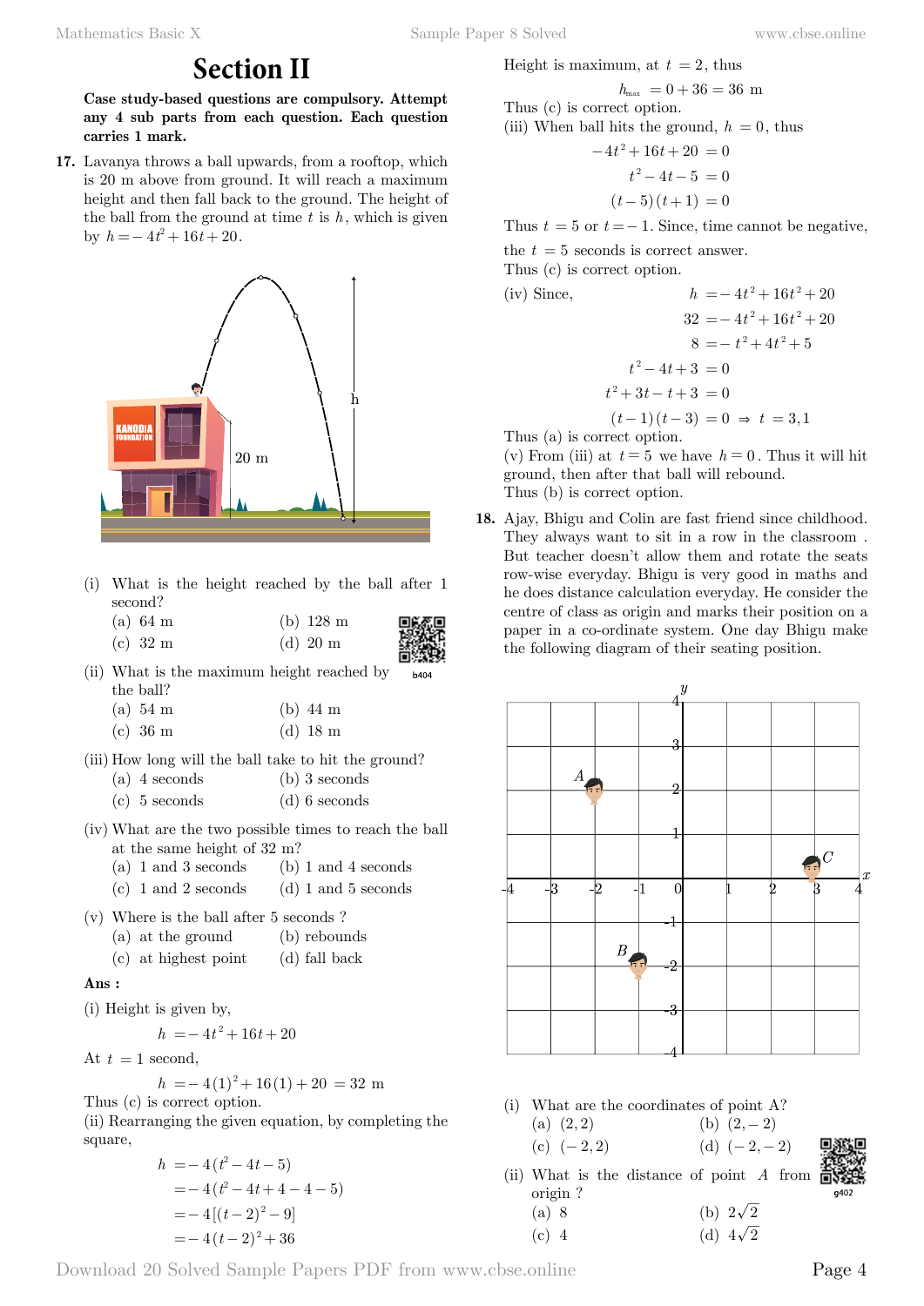# Section II

**Case study-based questions are compulsory. Attempt any 4 sub parts from each question. Each question carries 1 mark.**

**17.** Lavanya throws a ball upwards, from a rooftop, which is 20 m above from ground. It will reach a maximum height and then fall back to the ground. The height of the ball from the ground at time $t$ is $h$, which is given by $h = -4t^2 + 16t + 20$.

(i) What is the height reached by the ball after 1 second?
- (a) 64 m
- (b) 128 m
- (c) 32 m
- (d) 20 m

(ii) What is the maximum height reached by the ball?
- (a) 54 m
- (b) 44 m
- (c) 36 m
- (d) 18 m

(iii) How long will the ball take to hit the ground?
- (a) 4 seconds
- (b) 3 seconds
- (c) 5 seconds
- (d) 6 seconds

(iv) What are the two possible times to reach the ball at the same height of 32 m?
- (a) 1 and 3 seconds
- (b) 1 and 4 seconds
- (c) 1 and 2 seconds
- (d) 1 and 5 seconds

(v) Where is the ball after 5 seconds ?
- (a) at the ground
- (b) rebounds
- (c) at highest point
- (d) fall back

**Ans :**

(i) Height is given by,

$$h = -4t^2 + 16t + 20$$

At $t = 1$ second,

$$h = -4(1)^2 + 16(1) + 20 = 32 \text{ m}$$

Thus (c) is correct option.

(ii) Rearranging the given equation, by completing the square,

$$\begin{aligned} h &= -4(t^2 - 4t - 5) \\ &= -4(t^2 - 4t + 4 - 4 - 5) \\ &= -4[(t-2)^2 - 9] \\ &= -4(t-2)^2 + 36 \end{aligned}$$

Height is maximum, at $t = 2$, thus

$$h_{max} = 0 + 36 = 36 \text{ m}$$

Thus (c) is correct option.

(iii) When ball hits the ground, $h = 0$, thus

$$\begin{aligned} -4t^2 + 16t + 20 &= 0 \\ t^2 - 4t - 5 &= 0 \\ (t-5)(t+1) &= 0 \end{aligned}$$

Thus $t = 5$ or $t = -1$. Since, time cannot be negative, the $t = 5$ seconds is correct answer.

Thus (c) is correct option.

(iv) Since,

$$\begin{aligned} h &= -4t^2 + 16t^2 + 20 \\ 32 &= -4t^2 + 16t^2 + 20 \\ 8 &= -t^2 + 4t^2 + 5 \\ t^2 - 4t + 3 &= 0 \\ t^2 + 3t - t + 3 &= 0 \\ (t-1)(t-3) &= 0 \Rightarrow t = 3, 1 \end{aligned}$$

Thus (a) is correct option.

(v) From (iii) at $t = 5$ we have $h = 0$. Thus it will hit ground, then after that ball will rebound.

Thus (b) is correct option.

**18.** Ajay, Bhigu and Colin are fast friend since childhood. They always want to sit in a row in the classroom . But teacher doesn't allow them and rotate the seats row-wise everyday. Bhigu is very good in maths and he does distance calculation everyday. He consider the centre of class as origin and marks their position on a paper in a co-ordinate system. One day Bhigu make the following diagram of their seating position.

(i) What are the coordinates of point A?
- (a) $(2, 2)$
- (b) $(2, -2)$
- (c) $(-2, 2)$
- (d) $(-2, -2)$

(ii) What is the distance of point $A$ from origin ?
- (a) 8
- (b) $2\sqrt{2}$
- (c) 4
- (d) $4\sqrt{2}$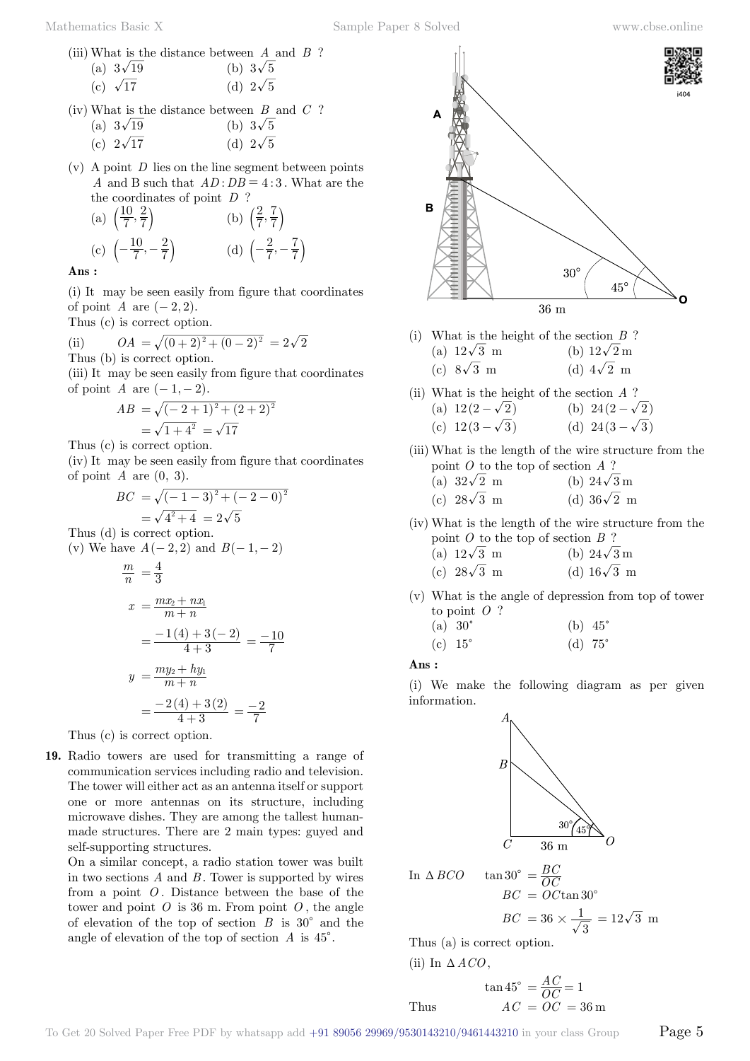(iii) What is the distance between $A$ and $B$ ?

(a) $3\sqrt{19}$ (b) $3\sqrt{5}$

(c) $\sqrt{17}$ (d) $2\sqrt{5}$

(iv) What is the distance between $B$ and $C$ ?

(a) $3\sqrt{19}$ (b) $3\sqrt{5}$

(c) $2\sqrt{17}$ (d) $2\sqrt{5}$

(v) A point $D$ lies on the line segment between points $A$ and B such that $AD:DB = 4:3$. What are the the coordinates of point $D$ ?

(a) $\left(\frac{10}{7}, \frac{2}{7}\right)$ (b) $\left(\frac{2}{7}, \frac{7}{7}\right)$

(c) $\left(-\frac{10}{7}, -\frac{2}{7}\right)$ (d) $\left(-\frac{2}{7}, -\frac{7}{7}\right)$

**Ans :**

(i) It may be seen easily from figure that coordinates of point $A$ are $(-2, 2)$.

Thus (c) is correct option.

(ii) $OA = \sqrt{(0+2)^2 + (0-2)^2} = 2\sqrt{2}$

Thus (b) is correct option.

(iii) It may be seen easily from figure that coordinates of point $A$ are $(-1, -2)$.

$$AB = \sqrt{(-2+1)^2 + (2+2)^2}$$

$$= \sqrt{1+4^2} = \sqrt{17}$$

Thus (c) is correct option.

(iv) It may be seen easily from figure that coordinates of point $A$ are (0, 3).

$$BC = \sqrt{(-1-3)^2 + (-2-0)^2}$$

$$= \sqrt{4^2+4} = 2\sqrt{5}$$

Thus (d) is correct option.

(v) We have $A(-2, 2)$ and $B(-1, -2)$

$$\frac{m}{n} = \frac{4}{3}$$

$$x = \frac{mx_2 + nx_1}{m+n}$$

$$= \frac{-1(4) + 3(-2)}{4+3} = \frac{-10}{7}$$

$$y = \frac{my_2 + hy_1}{m+n}$$

$$= \frac{-2(4) + 3(2)}{4+3} = \frac{-2}{7}$$

Thus (c) is correct option.

**19.** Radio towers are used for transmitting a range of communication services including radio and television. The tower will either act as an antenna itself or support one or more antennas on its structure, including microwave dishes. They are among the tallest human-made structures. There are 2 main types: guyed and self-supporting structures.

On a similar concept, a radio station tower was built in two sections $A$ and $B$. Tower is supported by wires from a point $O$. Distance between the base of the tower and point $O$ is 36 m. From point $O$, the angle of elevation of the top of section $B$ is 30° and the angle of elevation of the top of section $A$ is 45°.

(i) What is the height of the section $B$ ?

(a) $12\sqrt{3}$ m (b) $12\sqrt{2}$ m

(c) $8\sqrt{3}$ m (d) $4\sqrt{2}$ m

(ii) What is the height of the section $A$ ?

(a) $12(2-\sqrt{2})$ (b) $24(2-\sqrt{2})$

(c) $12(3-\sqrt{3})$ (d) $24(3-\sqrt{3})$

(iii) What is the length of the wire structure from the point $O$ to the top of section $A$ ?

(a) $32\sqrt{2}$ m (b) $24\sqrt{3}$ m

(c) $28\sqrt{3}$ m (d) $36\sqrt{2}$ m

(iv) What is the length of the wire structure from the point $O$ to the top of section $B$ ?

(a) $12\sqrt{3}$ m (b) $24\sqrt{3}$ m

(c) $28\sqrt{3}$ m (d) $16\sqrt{3}$ m

(v) What is the angle of depression from top of tower to point $O$ ?

(a) 30° (b) 45°

(c) 15° (d) 75°

**Ans :**

(i) We make the following diagram as per given information.

In $\Delta BCO$ $\tan 30° = \frac{BC}{OC}$

$$BC = OC \tan 30°$$

$$BC = 36 \times \frac{1}{\sqrt{3}} = 12\sqrt{3} \text{ m}$$

Thus (a) is correct option.

(ii) In $\Delta ACO$,

$$\tan 45° = \frac{AC}{OC} = 1$$

Thus $AC = OC = 36$ m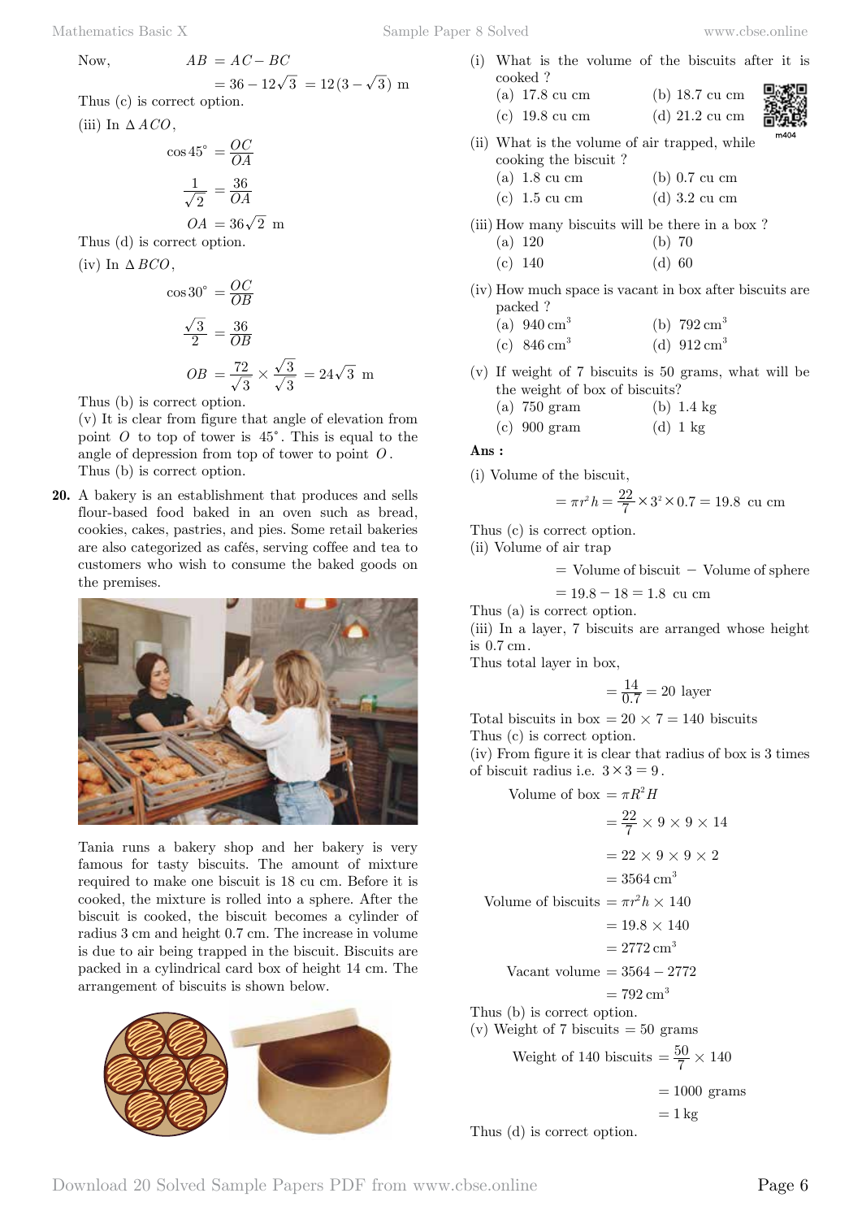Now, $AB = AC - BC$

$$= 36 - 12\sqrt{3} = 12(3 - \sqrt{3}) \text{ m}$$

Thus (c) is correct option.

(iii) In $\Delta ACO$,

$$\cos 45^\circ = \frac{OC}{OA}$$

$$\frac{1}{\sqrt{2}} = \frac{36}{OA}$$

$$OA = 36\sqrt{2} \text{ m}$$

Thus (d) is correct option.

(iv) In $\Delta BCO$,

$$\cos 30^\circ = \frac{OC}{OB}$$

$$\frac{\sqrt{3}}{2} = \frac{36}{OB}$$

$$OB = \frac{72}{\sqrt{3}} \times \frac{\sqrt{3}}{\sqrt{3}} = 24\sqrt{3} \text{ m}$$

Thus (b) is correct option.

(v) It is clear from figure that angle of elevation from point $O$ to top of tower is $45^\circ$. This is equal to the angle of depression from top of tower to point $O$.

Thus (b) is correct option.

**20.** A bakery is an establishment that produces and sells flour-based food baked in an oven such as bread, cookies, cakes, pastries, and pies. Some retail bakeries are also categorized as cafés, serving coffee and tea to customers who wish to consume the baked goods on the premises.

Tania runs a bakery shop and her bakery is very famous for tasty biscuits. The amount of mixture required to make one biscuit is 18 cu cm. Before it is cooked, the mixture is rolled into a sphere. After the biscuit is cooked, the biscuit becomes a cylinder of radius 3 cm and height 0.7 cm. The increase in volume is due to air being trapped in the biscuit. Biscuits are packed in a cylindrical card box of height 14 cm. The arrangement of biscuits is shown below.

(i) What is the volume of the biscuits after it is cooked ?

(a) 17.8 cu cm  (b) 18.7 cu cm
(c) 19.8 cu cm  (d) 21.2 cu cm

(ii) What is the volume of air trapped, while cooking the biscuit ?

(a) 1.8 cu cm  (b) 0.7 cu cm
(c) 1.5 cu cm  (d) 3.2 cu cm

(iii) How many biscuits will be there in a box ?

(a) 120  (b) 70
(c) 140  (d) 60

(iv) How much space is vacant in box after biscuits are packed ?

(a) $940 \text{ cm}^3$  (b) $792 \text{ cm}^3$
(c) $846 \text{ cm}^3$  (d) $912 \text{ cm}^3$

(v) If weight of 7 biscuits is 50 grams, what will be the weight of box of biscuits?

(a) 750 gram  (b) 1.4 kg
(c) 900 gram  (d) 1 kg

**Ans :**

(i) Volume of the biscuit,

$$= \pi r^2 h = \frac{22}{7} \times 3^2 \times 0.7 = 19.8 \text{ cu cm}$$

Thus (c) is correct option.

(ii) Volume of air trap

$$= \text{Volume of biscuit} - \text{Volume of sphere}$$

$$= 19.8 - 18 = 1.8 \text{ cu cm}$$

Thus (a) is correct option.

(iii) In a layer, 7 biscuits are arranged whose height is 0.7 cm.

Thus total layer in box,

$$= \frac{14}{0.7} = 20 \text{ layer}$$

Total biscuits in box $= 20 \times 7 = 140$ biscuits

Thus (c) is correct option.

(iv) From figure it is clear that radius of box is 3 times of biscuit radius i.e. $3 \times 3 = 9$.

$$\text{Volume of box} = \pi R^2 H$$

$$= \frac{22}{7} \times 9 \times 9 \times 14$$

$$= 22 \times 9 \times 9 \times 2$$

$$= 3564 \text{ cm}^3$$

$$\text{Volume of biscuits} = \pi r^2 h \times 140$$

$$= 19.8 \times 140$$

$$= 2772 \text{ cm}^3$$

$$\text{Vacant volume} = 3564 - 2772$$

$$= 792 \text{ cm}^3$$

Thus (b) is correct option.

(v) Weight of 7 biscuits = 50 grams

$$\text{Weight of 140 biscuits} = \frac{50}{7} \times 140$$

$$= 1000 \text{ grams}$$

$$= 1 \text{ kg}$$

Thus (d) is correct option.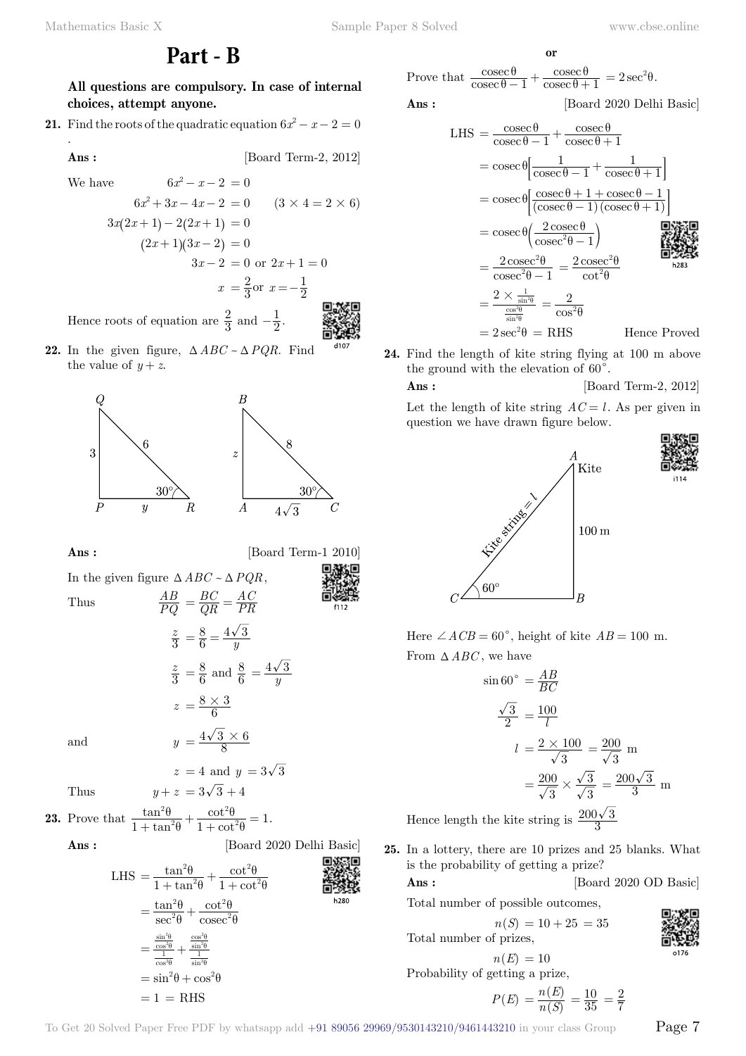# Part - B

**All questions are compulsory. In case of internal choices, attempt anyone.**

**21.** Find the roots of the quadratic equation $6x^2 - x - 2 = 0$.

**Ans :** [Board Term-2, 2012]

We have
$$6x^2 - x - 2 = 0$$
$$6x^2 + 3x - 4x - 2 = 0 \qquad (3 \times 4 = 2 \times 6)$$
$$3x(2x+1) - 2(2x+1) = 0$$
$$(2x+1)(3x-2) = 0$$
$$3x - 2 = 0 \text{ or } 2x + 1 = 0$$
$$x = \frac{2}{3} \text{or } x = -\frac{1}{2}$$

Hence roots of equation are $\frac{2}{3}$ and $-\frac{1}{2}$.

**22.** In the given figure, $\Delta ABC \sim \Delta PQR$. Find the value of $y + z$.

**Ans :** [Board Term-1 2010]

In the given figure $\Delta ABC \sim \Delta PQR$,

Thus
$$\frac{AB}{PQ} = \frac{BC}{QR} = \frac{AC}{PR}$$
$$\frac{z}{3} = \frac{8}{6} = \frac{4\sqrt{3}}{y}$$
$$\frac{z}{3} = \frac{8}{6} \text{ and } \frac{8}{6} = \frac{4\sqrt{3}}{y}$$
$$z = \frac{8 \times 3}{6}$$

and
$$y = \frac{4\sqrt{3} \times 6}{8}$$
$$z = 4 \text{ and } y = 3\sqrt{3}$$

Thus
$$y + z = 3\sqrt{3} + 4$$

**23.** Prove that $\frac{\tan^2\theta}{1+\tan^2\theta} + \frac{\cot^2\theta}{1+\cot^2\theta} = 1$.

**Ans :** [Board 2020 Delhi Basic]

$$\text{LHS} = \frac{\tan^2\theta}{1+\tan^2\theta} + \frac{\cot^2\theta}{1+\cot^2\theta}$$
$$= \frac{\tan^2\theta}{\sec^2\theta} + \frac{\cot^2\theta}{\text{cosec}^2\theta}$$
$$= \frac{\frac{\sin^2\theta}{\cos^2\theta}}{\frac{1}{\cos^2\theta}} + \frac{\frac{\cos^2\theta}{\sin^2\theta}}{\frac{1}{\sin^2\theta}}$$
$$= \sin^2\theta + \cos^2\theta$$
$$= 1 = \text{RHS}$$

**or**

Prove that $\frac{\text{cosec}\,\theta}{\text{cosec}\,\theta - 1} + \frac{\text{cosec}\,\theta}{\text{cosec}\,\theta + 1} = 2\sec^2\theta$.

**Ans :** [Board 2020 Delhi Basic]

$$\text{LHS} = \frac{\text{cosec}\,\theta}{\text{cosec}\,\theta - 1} + \frac{\text{cosec}\,\theta}{\text{cosec}\,\theta + 1}$$
$$= \text{cosec}\,\theta\left[\frac{1}{\text{cosec}\,\theta - 1} + \frac{1}{\text{cosec}\,\theta + 1}\right]$$
$$= \text{cosec}\,\theta\left[\frac{\text{cosec}\,\theta + 1 + \text{cosec}\,\theta - 1}{(\text{cosec}\,\theta - 1)(\text{cosec}\,\theta + 1)}\right]$$
$$= \text{cosec}\,\theta\left(\frac{2\,\text{cosec}\,\theta}{\text{cosec}^2\theta - 1}\right)$$
$$= \frac{2\,\text{cosec}^2\theta}{\text{cosec}^2\theta - 1} = \frac{2\,\text{cosec}^2\theta}{\cot^2\theta}$$
$$= \frac{2 \times \frac{1}{\sin^2\theta}}{\frac{\cos^2\theta}{\sin^2\theta}} = \frac{2}{\cos^2\theta}$$
$$= 2\sec^2\theta = \text{RHS}$$

Hence Proved

**24.** Find the length of kite string flying at 100 m above the ground with the elevation of $60^\circ$.

**Ans :** [Board Term-2, 2012]

Let the length of kite string $AC = l$. As per given in question we have drawn figure below.

Here $\angle ACB = 60^\circ$, height of kite $AB = 100$ m.

From $\Delta ABC$, we have
$$\sin 60^\circ = \frac{AB}{BC}$$
$$\frac{\sqrt{3}}{2} = \frac{100}{l}$$
$$l = \frac{2 \times 100}{\sqrt{3}} = \frac{200}{\sqrt{3}} \text{ m}$$
$$= \frac{200}{\sqrt{3}} \times \frac{\sqrt{3}}{\sqrt{3}} = \frac{200\sqrt{3}}{3} \text{ m}$$

Hence length the kite string is $\frac{200\sqrt{3}}{3}$

**25.** In a lottery, there are 10 prizes and 25 blanks. What is the probability of getting a prize?

**Ans :** [Board 2020 OD Basic]

Total number of possible outcomes,
$$n(S) = 10 + 25 = 35$$

Total number of prizes,
$$n(E) = 10$$

Probability of getting a prize,
$$P(E) = \frac{n(E)}{n(S)} = \frac{10}{35} = \frac{2}{7}$$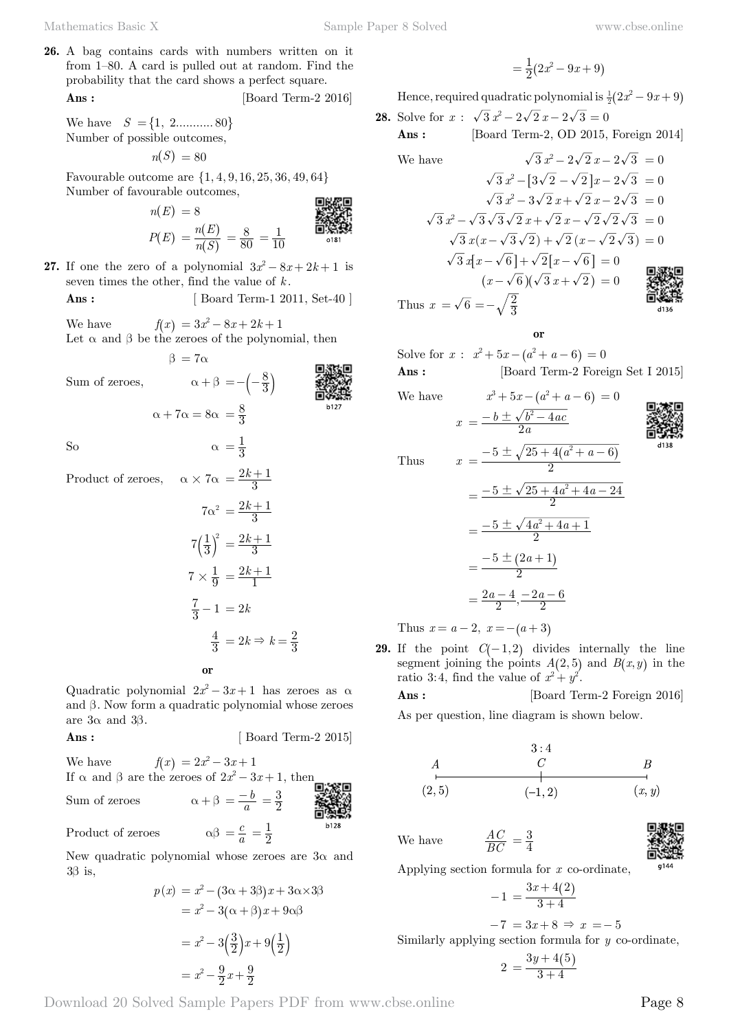**26.** A bag contains cards with numbers written on it from 1–80. A card is pulled out at random. Find the probability that the card shows a perfect square.

**Ans :** [Board Term-2 2016]

We have $S = \{1, 2 ........... 80\}$

Number of possible outcomes,

$$n(S) = 80$$

Favourable outcome are $\{1, 4, 9, 16, 25, 36, 49, 64\}$

Number of favourable outcomes,

$$n(E) = 8$$

$$P(E) = \frac{n(E)}{n(S)} = \frac{8}{80} = \frac{1}{10}$$

**27.** If one the zero of a polynomial $3x^2 - 8x + 2k + 1$ is seven times the other, find the value of $k$.

**Ans :** [ Board Term-1 2011, Set-40 ]

We have $f(x) = 3x^2 - 8x + 2k + 1$

Let $\alpha$ and $\beta$ be the zeroes of the polynomial, then

$$\beta = 7\alpha$$

Sum of zeroes, $\alpha + \beta = -\left(-\frac{8}{3}\right)$

$$\alpha + 7\alpha = 8\alpha = \frac{8}{3}$$

So $\alpha = \frac{1}{3}$

Product of zeroes, $\alpha \times 7\alpha = \frac{2k+1}{3}$

$$7\alpha^2 = \frac{2k+1}{3}$$

$$7\left(\frac{1}{3}\right)^2 = \frac{2k+1}{3}$$

$$7 \times \frac{1}{9} = \frac{2k+1}{1}$$

$$\frac{7}{3} - 1 = 2k$$

$$\frac{4}{3} = 2k \Rightarrow k = \frac{2}{3}$$

**or**

Quadratic polynomial $2x^2 - 3x + 1$ has zeroes as $\alpha$ and $\beta$. Now form a quadratic polynomial whose zeroes are $3\alpha$ and $3\beta$.

**Ans :** [ Board Term-2 2015]

We have $f(x) = 2x^2 - 3x + 1$

If $\alpha$ and $\beta$ are the zeroes of $2x^2 - 3x + 1$, then

Sum of zeroes $\alpha + \beta = \frac{-b}{a} = \frac{3}{2}$

Product of zeroes $\alpha\beta = \frac{c}{a} = \frac{1}{2}$

New quadratic polynomial whose zeroes are $3\alpha$ and $3\beta$ is,

$$p(x) = x^2 - (3\alpha + 3\beta)x + 3\alpha \times 3\beta$$

$$= x^2 - 3(\alpha + \beta)x + 9\alpha\beta$$

$$= x^2 - 3\left(\frac{3}{2}\right)x + 9\left(\frac{1}{2}\right)$$

$$= x^2 - \frac{9}{2}x + \frac{9}{2}$$

$$= \frac{1}{2}(2x^2 - 9x + 9)$$

Hence, required quadratic polynomial is $\frac{1}{2}(2x^2 - 9x + 9)$

**28.** Solve for $x$ : $\sqrt{3}\,x^2 - 2\sqrt{2}\,x - 2\sqrt{3} = 0$

**Ans :** [Board Term-2, OD 2015, Foreign 2014]

We have

$$\sqrt{3}\,x^2 - 2\sqrt{2}\,x - 2\sqrt{3} = 0$$

$$\sqrt{3}\,x^2 - [3\sqrt{2} - \sqrt{2}]x - 2\sqrt{3} = 0$$

$$\sqrt{3}\,x^2 - 3\sqrt{2}\,x + \sqrt{2}\,x - 2\sqrt{3} = 0$$

$$\sqrt{3}\,x^2 - \sqrt{3}\sqrt{3}\sqrt{2}\,x + \sqrt{2}\,x - \sqrt{2}\sqrt{2}\sqrt{3} = 0$$

$$\sqrt{3}\,x(x - \sqrt{3}\sqrt{2}) + \sqrt{2}\,(x - \sqrt{2}\sqrt{3}) = 0$$

$$\sqrt{3}\,x[x - \sqrt{6}] + \sqrt{2}[x - \sqrt{6}] = 0$$

$$(x - \sqrt{6})(\sqrt{3}\,x + \sqrt{2}) = 0$$

Thus $x = \sqrt{6} = -\sqrt{\frac{2}{3}}$

**or**

Solve for $x$ : $x^2 + 5x - (a^2 + a - 6) = 0$

**Ans :** [Board Term-2 Foreign Set I 2015]

We have

$$x^3 + 5x - (a^2 + a - 6) = 0$$

$$x = \frac{-b \pm \sqrt{b^2 - 4ac}}{2a}$$

Thus

$$x = \frac{-5 \pm \sqrt{25 + 4(a^2 + a - 6)}}{2}$$

$$= \frac{-5 \pm \sqrt{25 + 4a^2 + 4a - 24}}{2}$$

$$= \frac{-5 \pm \sqrt{4a^2 + 4a + 1}}{2}$$

$$= \frac{-5 \pm (2a + 1)}{2}$$

$$= \frac{2a - 4}{2}, \frac{-2a - 6}{2}$$

Thus $x = a - 2,\ x = -(a + 3)$

**29.** If the point $C(-1, 2)$ divides internally the line segment joining the points $A(2, 5)$ and $B(x, y)$ in the ratio 3:4, find the value of $x^2 + y^2$.

**Ans :** [Board Term-2 Foreign 2016]

As per question, line diagram is shown below.

A (2, 5) —— 3 : 4 —— C (–1, 2) —— B (x, y)

We have $\frac{AC}{BC} = \frac{3}{4}$

Applying section formula for $x$ co-ordinate,

$$-1 = \frac{3x + 4(2)}{3 + 4}$$

$$-7 = 3x + 8 \Rightarrow x = -5$$

Similarly applying section formula for $y$ co-ordinate,

$$2 = \frac{3y + 4(5)}{3 + 4}$$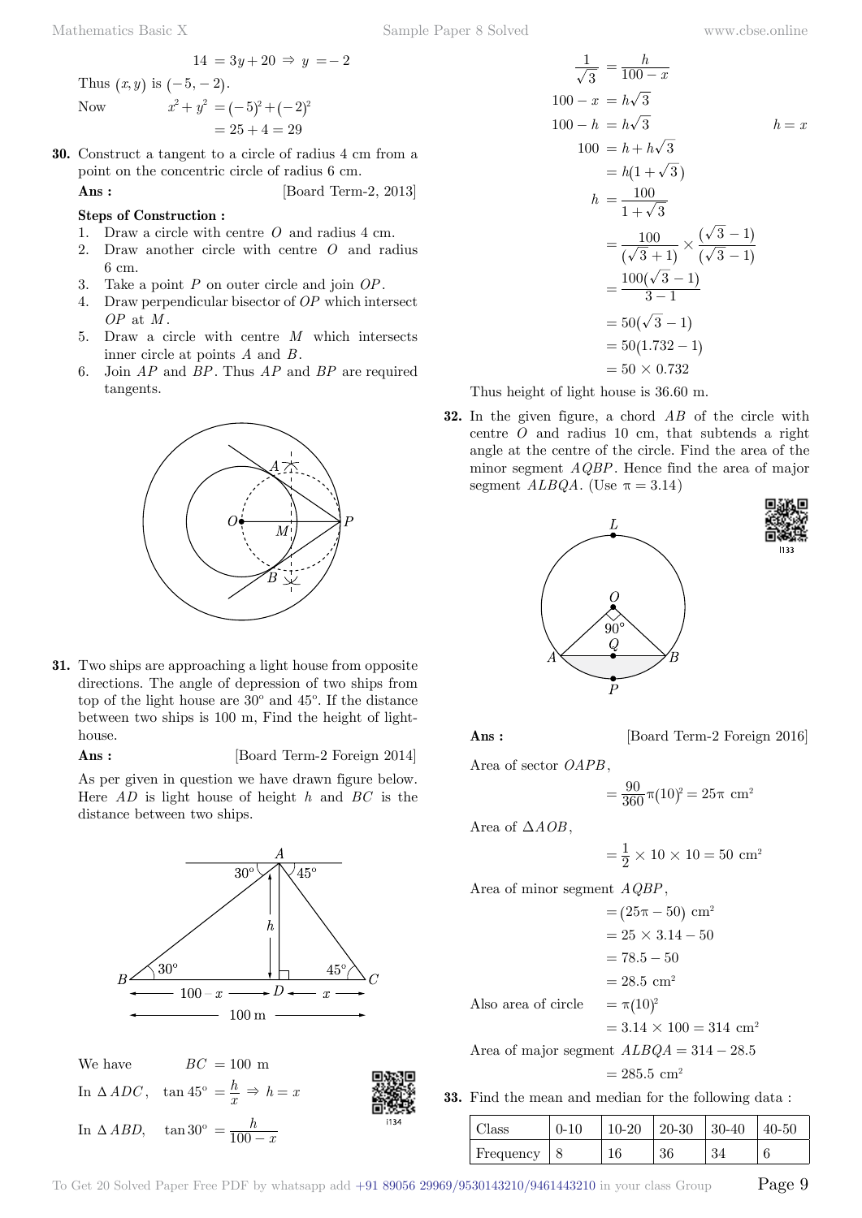$$14 = 3y + 20 \Rightarrow y = -2$$

Thus $(x, y)$ is $(-5, -2)$.

Now $\quad x^2 + y^2 = (-5)^2 + (-2)^2$

$$= 25 + 4 = 29$$

**30.** Construct a tangent to a circle of radius 4 cm from a point on the concentric circle of radius 6 cm.

**Ans :** [Board Term-2, 2013]

**Steps of Construction :**

1. Draw a circle with centre $O$ and radius 4 cm.
2. Draw another circle with centre $O$ and radius 6 cm.
3. Take a point $P$ on outer circle and join $OP$.
4. Draw perpendicular bisector of $OP$ which intersect $OP$ at $M$.
5. Draw a circle with centre $M$ which intersects inner circle at points $A$ and $B$.
6. Join $AP$ and $BP$. Thus $AP$ and $BP$ are required tangents.

**31.** Two ships are approaching a light house from opposite directions. The angle of depression of two ships from top of the light house are 30° and 45°. If the distance between two ships is 100 m, Find the height of light-house.

**Ans :** [Board Term-2 Foreign 2014]

As per given in question we have drawn figure below. Here $AD$ is light house of height $h$ and $BC$ is the distance between two ships.

We have $\quad BC = 100$ m

In $\Delta ADC$, $\quad \tan 45^\circ = \dfrac{h}{x} \Rightarrow h = x$

In $\Delta ABD$, $\quad \tan 30^\circ = \dfrac{h}{100 - x}$

$$\frac{1}{\sqrt{3}} = \frac{h}{100 - x}$$

$$100 - x = h\sqrt{3}$$

$$100 - h = h\sqrt{3} \qquad h = x$$

$$100 = h + h\sqrt{3}$$

$$= h(1 + \sqrt{3})$$

$$h = \frac{100}{1 + \sqrt{3}}$$

$$= \frac{100}{(\sqrt{3} + 1)} \times \frac{(\sqrt{3} - 1)}{(\sqrt{3} - 1)}$$

$$= \frac{100(\sqrt{3} - 1)}{3 - 1}$$

$$= 50(\sqrt{3} - 1)$$

$$= 50(1.732 - 1)$$

$$= 50 \times 0.732$$

Thus height of light house is 36.60 m.

**32.** In the given figure, a chord $AB$ of the circle with centre $O$ and radius 10 cm, that subtends a right angle at the centre of the circle. Find the area of the minor segment $AQBP$. Hence find the area of major segment $ALBQA$. (Use $\pi = 3.14$)

**Ans :** [Board Term-2 Foreign 2016]

Area of sector $OAPB$,

$$= \frac{90}{360}\pi(10)^2 = 25\pi \text{ cm}^2$$

Area of $\Delta AOB$,

$$= \frac{1}{2} \times 10 \times 10 = 50 \text{ cm}^2$$

Area of minor segment $AQBP$,

$$= (25\pi - 50) \text{ cm}^2$$

$$= 25 \times 3.14 - 50$$

$$= 78.5 - 50$$

$$= 28.5 \text{ cm}^2$$

Also area of circle $\quad = \pi(10)^2$

$$= 3.14 \times 100 = 314 \text{ cm}^2$$

Area of major segment $ALBQA = 314 - 28.5$

$$= 285.5 \text{ cm}^2$$

**33.** Find the mean and median for the following data :

| Class | 0-10 | 10-20 | 20-30 | 30-40 | 40-50 |
|---|---|---|---|---|---|
| Frequency | 8 | 16 | 36 | 34 | 6 |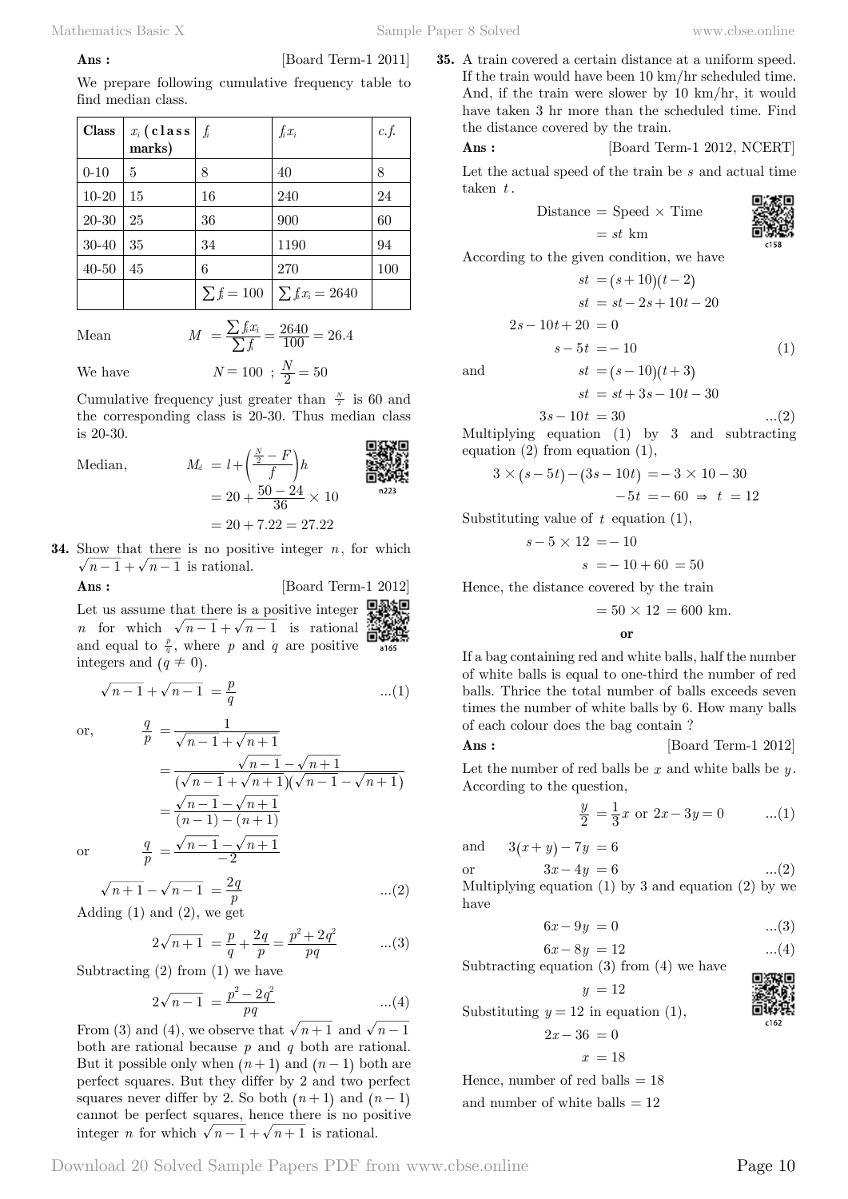**Ans :** [Board Term-1 2011]

We prepare following cumulative frequency table to find median class.

| Class | $x_i$ (class marks) | $f_i$ | $f_i x_i$ | c.f. |
|---|---|---|---|---|
| 0-10 | 5 | 8 | 40 | 8 |
| 10-20 | 15 | 16 | 240 | 24 |
| 20-30 | 25 | 36 | 900 | 60 |
| 30-40 | 35 | 34 | 1190 | 94 |
| 40-50 | 45 | 6 | 270 | 100 |
| | | $\sum f_i = 100$ | $\sum f_i x_i = 2640$ | |

Mean $$M = \frac{\sum f_i x_i}{\sum f_i} = \frac{2640}{100} = 26.4$$

We have $$N = 100 \ ; \ \frac{N}{2} = 50$$

Cumulative frequency just greater than $\frac{N}{2}$ is 60 and the corresponding class is 20-30. Thus median class is 20-30.

Median, $$M_d = l + \left(\frac{\frac{N}{2} - F}{f}\right)h$$

$$= 20 + \frac{50 - 24}{36} \times 10$$

$$= 20 + 7.22 = 27.22$$

**34.** Show that there is no positive integer $n$, for which $\sqrt{n-1} + \sqrt{n-1}$ is rational.

**Ans :** [Board Term-1 2012]

Let us assume that there is a positive integer $n$ for which $\sqrt{n-1} + \sqrt{n-1}$ is rational and equal to $\frac{p}{q}$, where $p$ and $q$ are positive integers and $(q \neq 0)$.

$$\sqrt{n-1} + \sqrt{n-1} = \frac{p}{q} \qquad ...(1)$$

or, $$\frac{q}{p} = \frac{1}{\sqrt{n-1} + \sqrt{n+1}}$$

$$= \frac{\sqrt{n-1} - \sqrt{n+1}}{(\sqrt{n-1} + \sqrt{n+1})(\sqrt{n-1} - \sqrt{n+1})}$$

$$= \frac{\sqrt{n-1} - \sqrt{n+1}}{(n-1) - (n+1)}$$

or $$\frac{q}{p} = \frac{\sqrt{n-1} - \sqrt{n+1}}{-2}$$

$$\sqrt{n+1} - \sqrt{n-1} = \frac{2q}{p} \qquad ...(2)$$

Adding (1) and (2), we get

$$2\sqrt{n+1} = \frac{p}{q} + \frac{2q}{p} = \frac{p^2 + 2q^2}{pq} \qquad ...(3)$$

Subtracting (2) from (1) we have

$$2\sqrt{n-1} = \frac{p^2 - 2q^2}{pq} \qquad ...(4)$$

From (3) and (4), we observe that $\sqrt{n+1}$ and $\sqrt{n-1}$ both are rational because $p$ and $q$ both are rational. But it possible only when $(n+1)$ and $(n-1)$ both are perfect squares. But they differ by 2 and two perfect squares never differ by 2. So both $(n+1)$ and $(n-1)$ cannot be perfect squares, hence there is no positive integer $n$ for which $\sqrt{n-1} + \sqrt{n+1}$ is rational.

**35.** A train covered a certain distance at a uniform speed. If the train would have been 10 km/hr scheduled time. And, if the train were slower by 10 km/hr, it would have taken 3 hr more than the scheduled time. Find the distance covered by the train.

**Ans :** [Board Term-1 2012, NCERT]

Let the actual speed of the train be $s$ and actual time taken $t$.

$$\text{Distance} = \text{Speed} \times \text{Time}$$

$$= st \text{ km}$$

According to the given condition, we have

$$st = (s+10)(t-2)$$

$$st = st - 2s + 10t - 20$$

$$2s - 10t + 20 = 0$$

$$s - 5t = -10 \qquad (1)$$

and $$st = (s-10)(t+3)$$

$$st = st + 3s - 10t - 30$$

$$3s - 10t = 30 \qquad ...(2)$$

Multiplying equation (1) by 3 and subtracting equation (2) from equation (1),

$$3 \times (s - 5t) - (3s - 10t) = -3 \times 10 - 30$$

$$-5t = -60 \Rightarrow t = 12$$

Substituting value of $t$ equation (1),

$$s - 5 \times 12 = -10$$

$$s = -10 + 60 = 50$$

Hence, the distance covered by the train

$$= 50 \times 12 = 600 \text{ km.}$$

**or**

If a bag containing red and white balls, half the number of white balls is equal to one-third the number of red balls. Thrice the total number of balls exceeds seven times the number of white balls by 6. How many balls of each colour does the bag contain ?

**Ans :** [Board Term-1 2012]

Let the number of red balls be $x$ and white balls be $y$. According to the question,

$$\frac{y}{2} = \frac{1}{3}x \text{ or } 2x - 3y = 0 \qquad ...(1)$$

and $$3(x+y) - 7y = 6$$

or $$3x - 4y = 6 \qquad ...(2)$$

Multiplying equation (1) by 3 and equation (2) by we have

$$6x - 9y = 0 \qquad ...(3)$$

$$6x - 8y = 12 \qquad ...(4)$$

Subtracting equation (3) from (4) we have

$$y = 12$$

Substituting $y = 12$ in equation (1),

$$2x - 36 = 0$$

$$x = 18$$

Hence, number of red balls = 18

and number of white balls = 12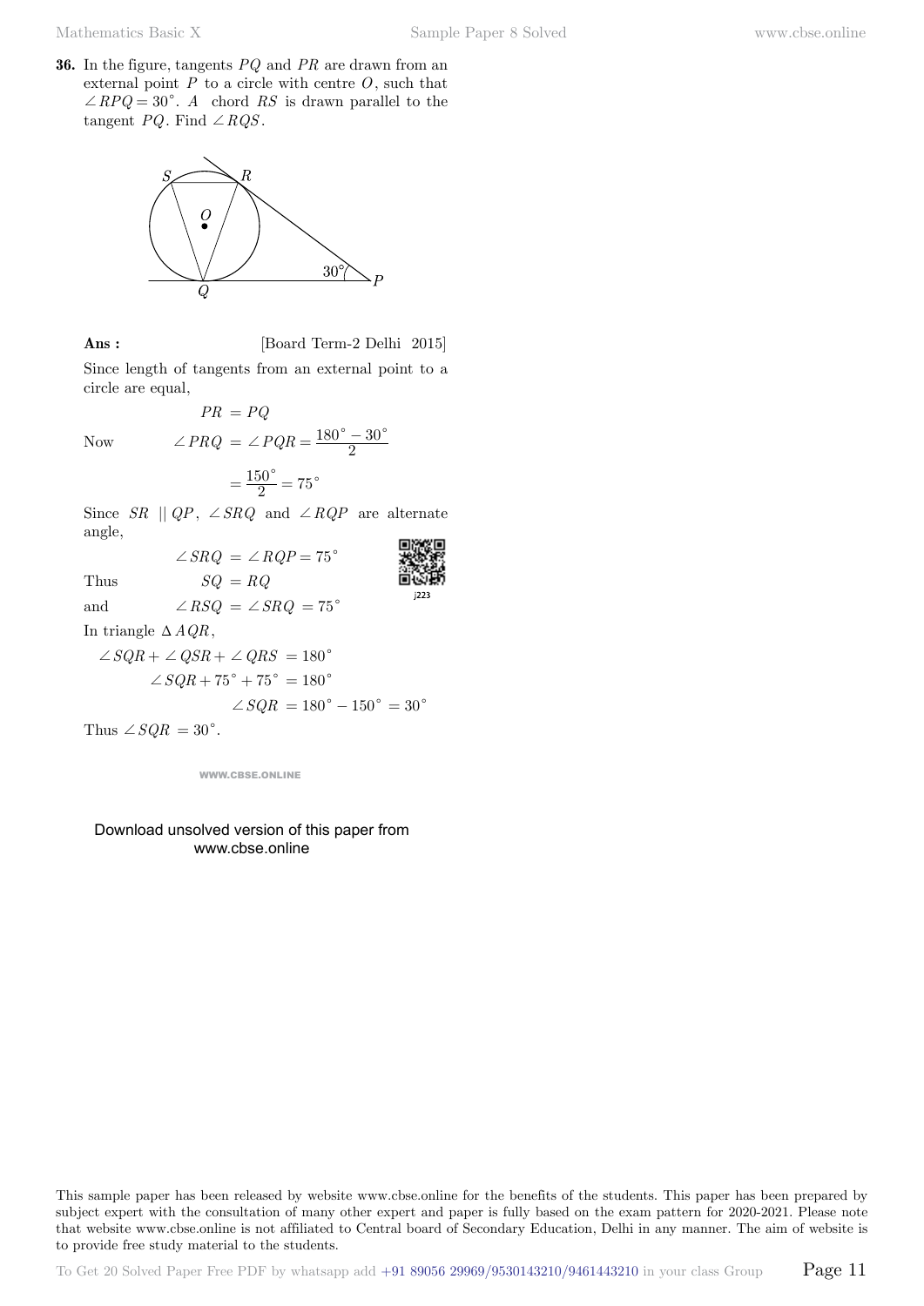**36.** In the figure, tangents $PQ$ and $PR$ are drawn from an external point $P$ to a circle with centre $O$, such that $\angle RPQ = 30^\circ$. $A$ chord $RS$ is drawn parallel to the tangent $PQ$. Find $\angle RQS$.

S
R
O
30°
P
Q

**Ans :** [Board Term-2 Delhi 2015]

Since length of tangents from an external point to a circle are equal,

$$PR = PQ$$

Now $$\angle PRQ = \angle PQR = \frac{180^\circ - 30^\circ}{2}$$

$$= \frac{150^\circ}{2} = 75^\circ$$

Since $SR \parallel QP$, $\angle SRQ$ and $\angle RQP$ are alternate angle,

$$\angle SRQ = \angle RQP = 75^\circ$$

Thus $$SQ = RQ$$

and $$\angle RSQ = \angle SRQ = 75^\circ$$

In triangle $\Delta AQR$,

$$\angle SQR + \angle QSR + \angle QRS = 180^\circ$$

$$\angle SQR + 75^\circ + 75^\circ = 180^\circ$$

$$\angle SQR = 180^\circ - 150^\circ = 30^\circ$$

Thus $\angle SQR = 30^\circ$.

WWW.CBSE.ONLINE

Download unsolved version of this paper from www.cbse.online

This sample paper has been released by website www.cbse.online for the benefits of the students. This paper has been prepared by subject expert with the consultation of many other expert and paper is fully based on the exam pattern for 2020-2021. Please note that website www.cbse.online is not affiliated to Central board of Secondary Education, Delhi in any manner. The aim of website is to provide free study material to the students.